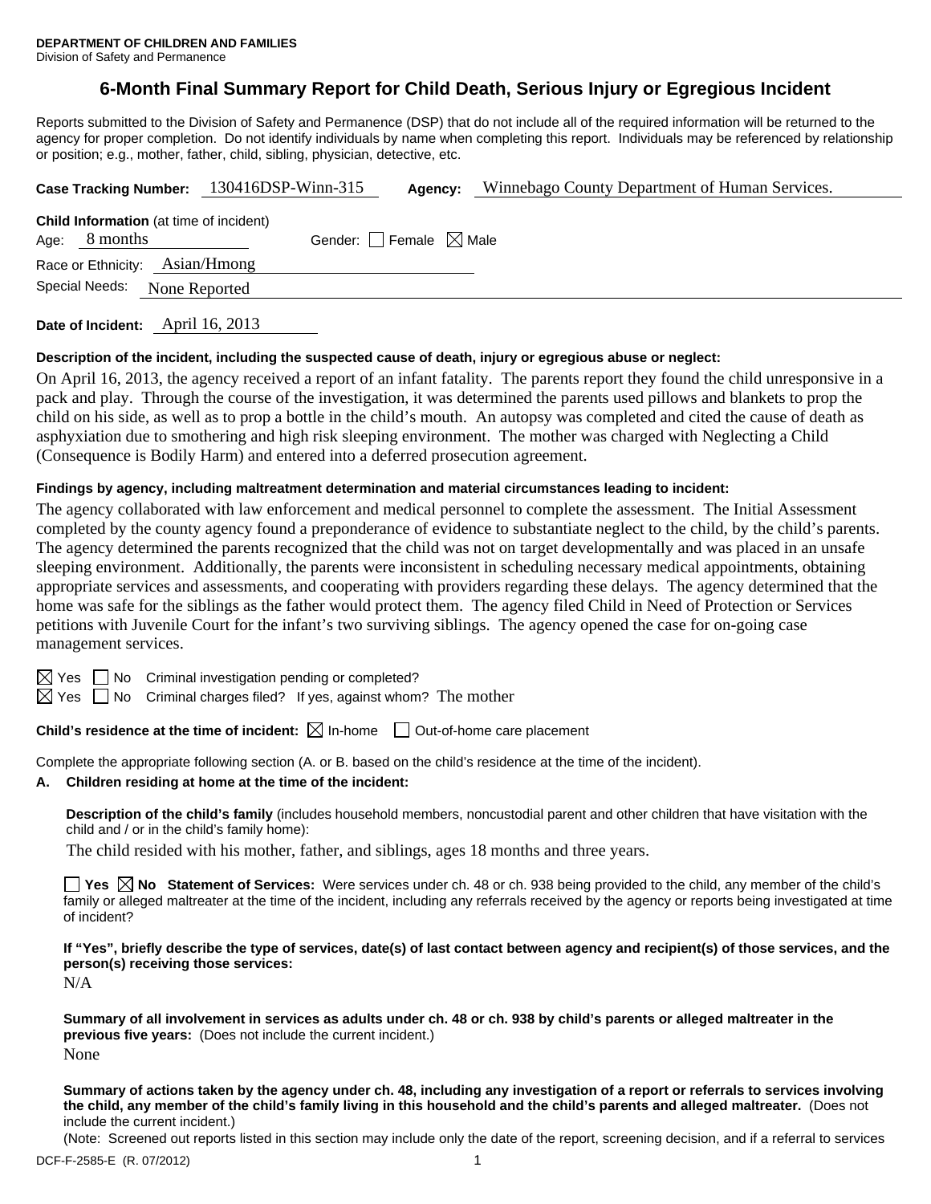**DEPARTMENT OF CHILDREN AND FAMILIES**
Division of Safety and Permanence

# 6-Month Final Summary Report for Child Death, Serious Injury or Egregious Incident

Reports submitted to the Division of Safety and Permanence (DSP) that do not include all of the required information will be returned to the agency for proper completion. Do not identify individuals by name when completing this report. Individuals may be referenced by relationship or position; e.g., mother, father, child, sibling, physician, detective, etc.

**Case Tracking Number:** 130416DSP-Winn-315 **Agency:** Winnebago County Department of Human Services.

**Child Information** (at time of incident)
Age: 8 months Gender: ☐ Female ☒ Male
Race or Ethnicity: Asian/Hmong
Special Needs: None Reported

**Date of Incident:** April 16, 2013

**Description of the incident, including the suspected cause of death, injury or egregious abuse or neglect:**

On April 16, 2013, the agency received a report of an infant fatality. The parents report they found the child unresponsive in a pack and play. Through the course of the investigation, it was determined the parents used pillows and blankets to prop the child on his side, as well as to prop a bottle in the child's mouth. An autopsy was completed and cited the cause of death as asphyxiation due to smothering and high risk sleeping environment. The mother was charged with Neglecting a Child (Consequence is Bodily Harm) and entered into a deferred prosecution agreement.

**Findings by agency, including maltreatment determination and material circumstances leading to incident:**

The agency collaborated with law enforcement and medical personnel to complete the assessment. The Initial Assessment completed by the county agency found a preponderance of evidence to substantiate neglect to the child, by the child's parents. The agency determined the parents recognized that the child was not on target developmentally and was placed in an unsafe sleeping environment. Additionally, the parents were inconsistent in scheduling necessary medical appointments, obtaining appropriate services and assessments, and cooperating with providers regarding these delays. The agency determined that the home was safe for the siblings as the father would protect them. The agency filed Child in Need of Protection or Services petitions with Juvenile Court for the infant's two surviving siblings. The agency opened the case for on-going case management services.

☒ Yes ☐ No Criminal investigation pending or completed?
☒ Yes ☐ No Criminal charges filed? If yes, against whom? The mother

**Child's residence at the time of incident:** ☒ In-home ☐ Out-of-home care placement

Complete the appropriate following section (A. or B. based on the child's residence at the time of the incident).

**A. Children residing at home at the time of the incident:**

**Description of the child's family** (includes household members, noncustodial parent and other children that have visitation with the child and / or in the child's family home):

The child resided with his mother, father, and siblings, ages 18 months and three years.

☐ **Yes** ☒ **No Statement of Services:** Were services under ch. 48 or ch. 938 being provided to the child, any member of the child's family or alleged maltreater at the time of the incident, including any referrals received by the agency or reports being investigated at time of incident?

**If "Yes", briefly describe the type of services, date(s) of last contact between agency and recipient(s) of those services, and the person(s) receiving those services:**

N/A

**Summary of all involvement in services as adults under ch. 48 or ch. 938 by child's parents or alleged maltreater in the previous five years:** (Does not include the current incident.)

None

**Summary of actions taken by the agency under ch. 48, including any investigation of a report or referrals to services involving the child, any member of the child's family living in this household and the child's parents and alleged maltreater.** (Does not include the current incident.)

(Note: Screened out reports listed in this section may include only the date of the report, screening decision, and if a referral to services

DCF-F-2585-E (R. 07/2012)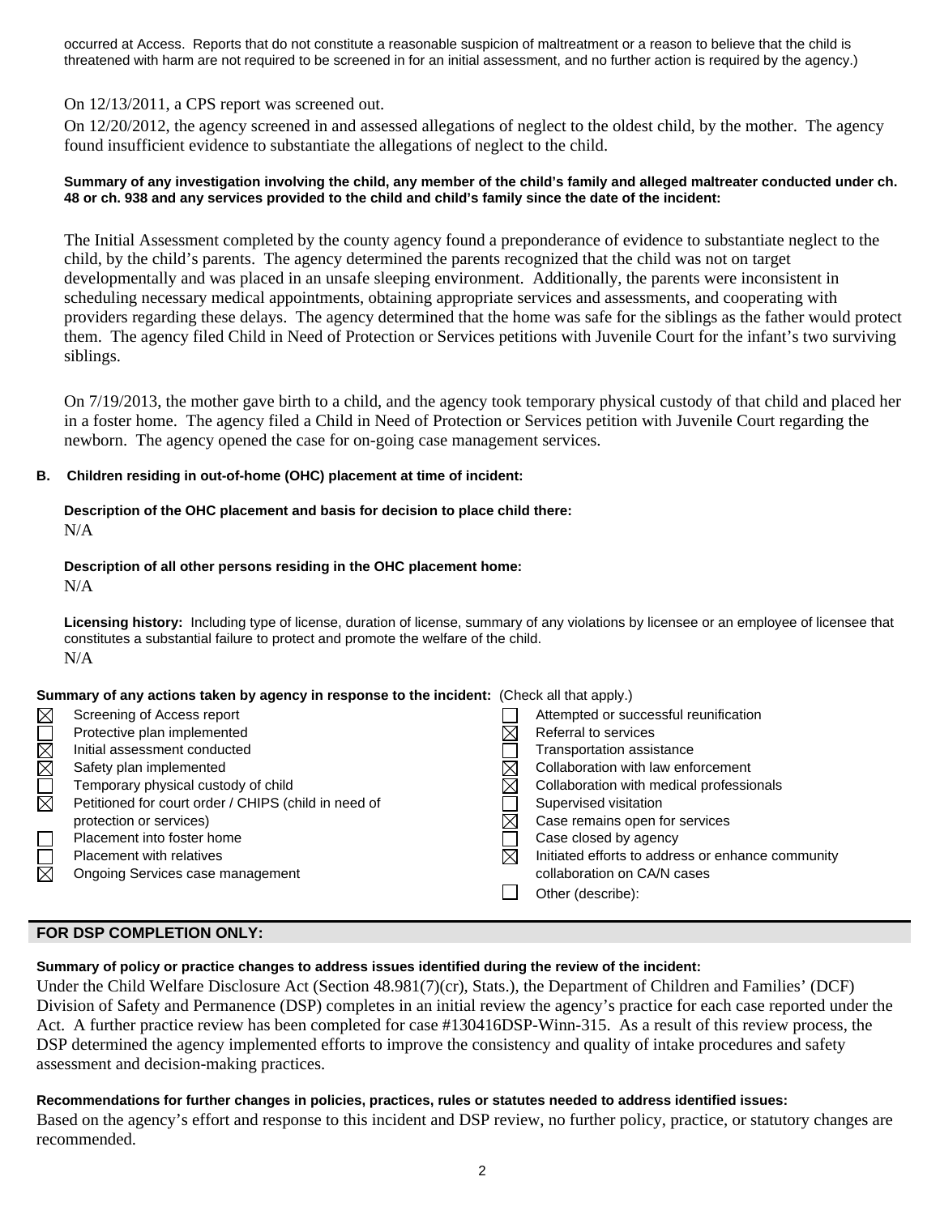occurred at Access. Reports that do not constitute a reasonable suspicion of maltreatment or a reason to believe that the child is threatened with harm are not required to be screened in for an initial assessment, and no further action is required by the agency.)

On 12/13/2011, a CPS report was screened out.

On 12/20/2012, the agency screened in and assessed allegations of neglect to the oldest child, by the mother. The agency found insufficient evidence to substantiate the allegations of neglect to the child.

**Summary of any investigation involving the child, any member of the child's family and alleged maltreater conducted under ch. 48 or ch. 938 and any services provided to the child and child's family since the date of the incident:**

The Initial Assessment completed by the county agency found a preponderance of evidence to substantiate neglect to the child, by the child's parents. The agency determined the parents recognized that the child was not on target developmentally and was placed in an unsafe sleeping environment. Additionally, the parents were inconsistent in scheduling necessary medical appointments, obtaining appropriate services and assessments, and cooperating with providers regarding these delays. The agency determined that the home was safe for the siblings as the father would protect them. The agency filed Child in Need of Protection or Services petitions with Juvenile Court for the infant's two surviving siblings.

On 7/19/2013, the mother gave birth to a child, and the agency took temporary physical custody of that child and placed her in a foster home. The agency filed a Child in Need of Protection or Services petition with Juvenile Court regarding the newborn. The agency opened the case for on-going case management services.

**B. Children residing in out-of-home (OHC) placement at time of incident:**

**Description of the OHC placement and basis for decision to place child there:**
N/A

**Description of all other persons residing in the OHC placement home:**
N/A

**Licensing history:** Including type of license, duration of license, summary of any violations by licensee or an employee of licensee that constitutes a substantial failure to protect and promote the welfare of the child.
N/A

**Summary of any actions taken by agency in response to the incident:** (Check all that apply.)

- ☒ Screening of Access report
- ☐ Protective plan implemented
- ☒ Initial assessment conducted
- ☒ Safety plan implemented
- ☐ Temporary physical custody of child
- ☒ Petitioned for court order / CHIPS (child in need of protection or services)
- ☐ Placement into foster home
- ☐ Placement with relatives
- ☒ Ongoing Services case management
- ☐ Attempted or successful reunification
- ☒ Referral to services
- ☐ Transportation assistance
- ☒ Collaboration with law enforcement
- ☒ Collaboration with medical professionals
- ☐ Supervised visitation
- ☒ Case remains open for services
- ☐ Case closed by agency
- ☒ Initiated efforts to address or enhance community collaboration on CA/N cases
- ☐ Other (describe):

## FOR DSP COMPLETION ONLY:

**Summary of policy or practice changes to address issues identified during the review of the incident:**

Under the Child Welfare Disclosure Act (Section 48.981(7)(cr), Stats.), the Department of Children and Families' (DCF) Division of Safety and Permanence (DSP) completes in an initial review the agency's practice for each case reported under the Act. A further practice review has been completed for case #130416DSP-Winn-315. As a result of this review process, the DSP determined the agency implemented efforts to improve the consistency and quality of intake procedures and safety assessment and decision-making practices.

**Recommendations for further changes in policies, practices, rules or statutes needed to address identified issues:**

Based on the agency's effort and response to this incident and DSP review, no further policy, practice, or statutory changes are recommended.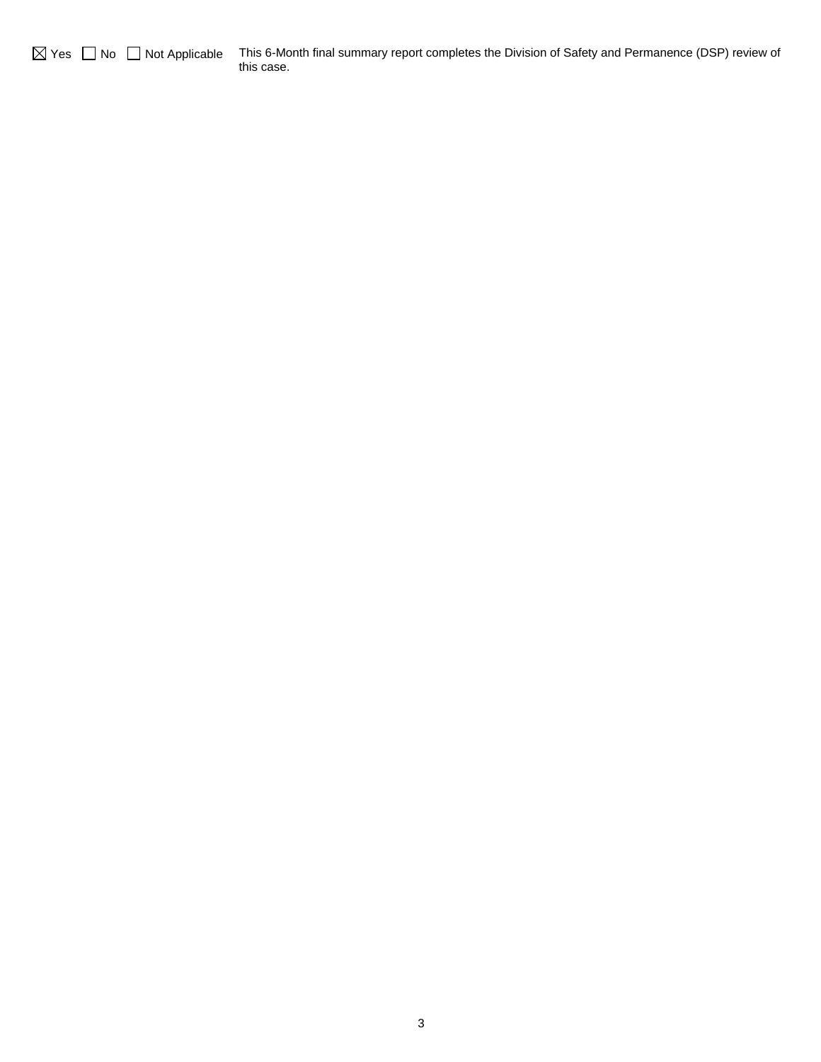☒ Yes ☐ No ☐ Not Applicable This 6-Month final summary report completes the Division of Safety and Permanence (DSP) review of this case.